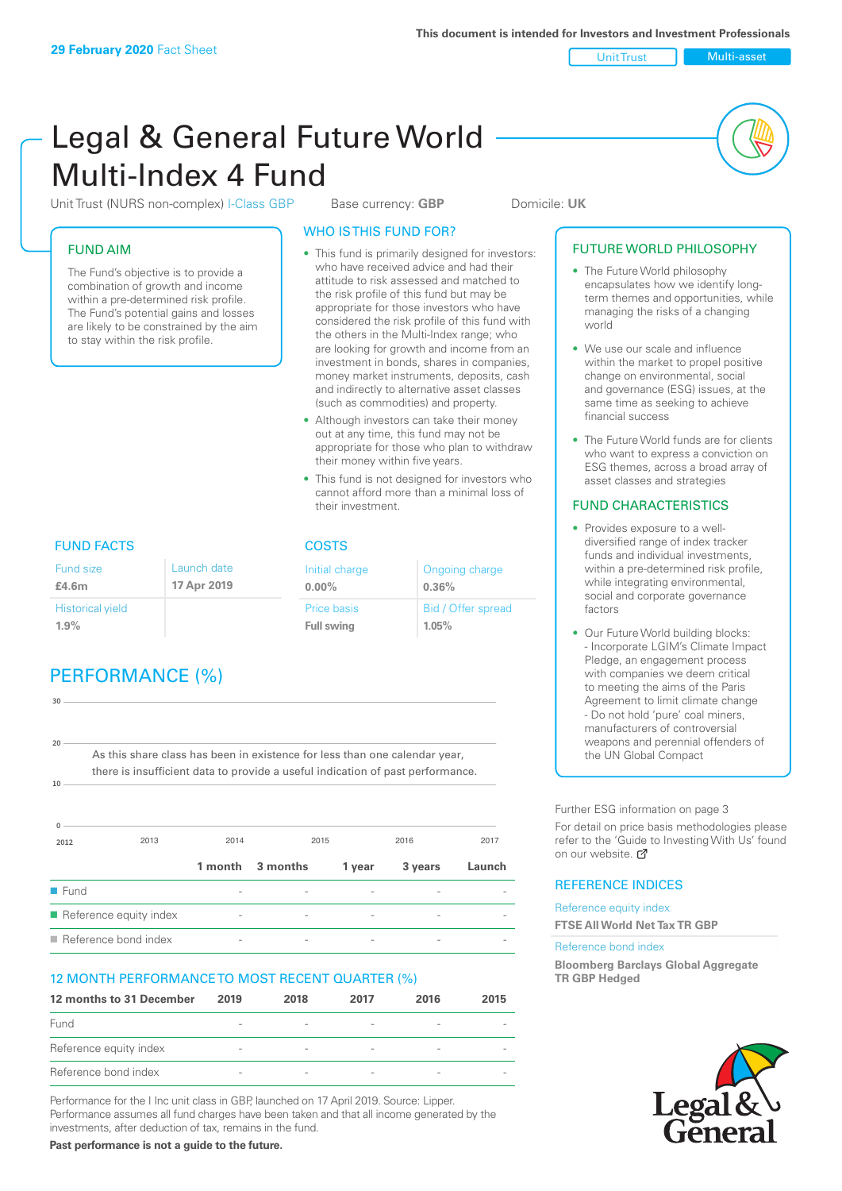**29 February 2020** Fact Sheet

This document is intended for Investors and Investment Professionals

Unit Trust | Multi-asset

# Legal & General Future World Multi-Index 4 Fund

Unit Trust (NURS non-complex) I-Class GBP    Base currency: **GBP**    Domicile: **UK**

## FUND AIM

The Fund's objective is to provide a combination of growth and income within a pre-determined risk profile. The Fund's potential gains and losses are likely to be constrained by the aim to stay within the risk profile.

## WHO IS THIS FUND FOR?

- This fund is primarily designed for investors: who have received advice and had their attitude to risk assessed and matched to the risk profile of this fund but may be appropriate for those investors who have considered the risk profile of this fund with the others in the Multi-Index range; who are looking for growth and income from an investment in bonds, shares in companies, money market instruments, deposits, cash and indirectly to alternative asset classes (such as commodities) and property.
- Although investors can take their money out at any time, this fund may not be appropriate for those who plan to withdraw their money within five years.
- This fund is not designed for investors who cannot afford more than a minimal loss of their investment.

## FUND FACTS

| Fund size | Launch date |
|---|---|
| **£4.6m** | **17 Apr 2019** |
| Historical yield | |
| **1.9%** | |

## COSTS

| Initial charge | Ongoing charge |
|---|---|
| **0.00%** | **0.36%** |
| Price basis | Bid / Offer spread |
| **Full swing** | **1.05%** |

## PERFORMANCE (%)

As this share class has been in existence for less than one calendar year, there is insufficient data to provide a useful indication of past performance.

| | 1 month | 3 months | 1 year | 3 years | Launch |
|---|---|---|---|---|---|
| Fund | - | - | - | - | - |
| Reference equity index | - | - | - | - | - |
| Reference bond index | - | - | - | - | - |

## 12 MONTH PERFORMANCE TO MOST RECENT QUARTER (%)

| 12 months to 31 December | 2019 | 2018 | 2017 | 2016 | 2015 |
|---|---|---|---|---|---|
| Fund | - | - | - | - | - |
| Reference equity index | - | - | - | - | - |
| Reference bond index | - | - | - | - | - |

Performance for the I Inc unit class in GBP, launched on 17 April 2019. Source: Lipper. Performance assumes all fund charges have been taken and that all income generated by the investments, after deduction of tax, remains in the fund.

**Past performance is not a guide to the future.**

## FUTURE WORLD PHILOSOPHY

- The Future World philosophy encapsulates how we identify long-term themes and opportunities, while managing the risks of a changing world
- We use our scale and influence within the market to propel positive change on environmental, social and governance (ESG) issues, at the same time as seeking to achieve financial success
- The Future World funds are for clients who want to express a conviction on ESG themes, across a broad array of asset classes and strategies

## FUND CHARACTERISTICS

- Provides exposure to a well-diversified range of index tracker funds and individual investments, within a pre-determined risk profile, while integrating environmental, social and corporate governance factors
- Our Future World building blocks:
  - Incorporate LGIM's Climate Impact Pledge, an engagement process with companies we deem critical to meeting the aims of the Paris Agreement to limit climate change
  - Do not hold 'pure' coal miners, manufacturers of controversial weapons and perennial offenders of the UN Global Compact

Further ESG information on page 3

For detail on price basis methodologies please refer to the 'Guide to Investing With Us' found on our website.

## REFERENCE INDICES

Reference equity index
**FTSE All World Net Tax TR GBP**

Reference bond index
**Bloomberg Barclays Global Aggregate TR GBP Hedged**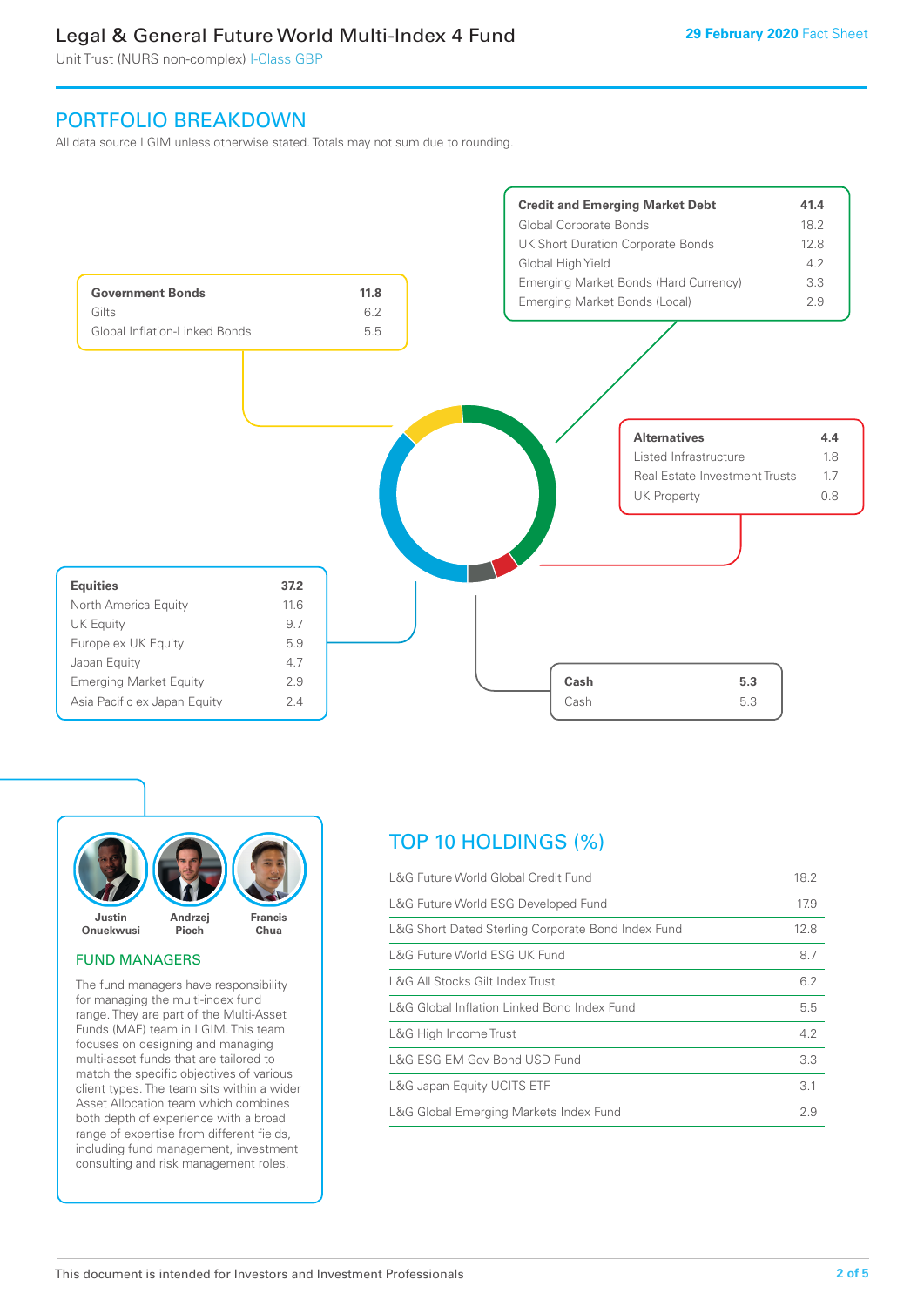# Legal & General Future World Multi-Index 4 Fund

Unit Trust (NURS non-complex) I-Class GBP

29 February 2020 Fact Sheet

## PORTFOLIO BREAKDOWN

All data source LGIM unless otherwise stated. Totals may not sum due to rounding.

| Credit and Emerging Market Debt | 41.4 |
|---|---|
| Global Corporate Bonds | 18.2 |
| UK Short Duration Corporate Bonds | 12.8 |
| Global High Yield | 4.2 |
| Emerging Market Bonds (Hard Currency) | 3.3 |
| Emerging Market Bonds (Local) | 2.9 |

| Government Bonds | 11.8 |
|---|---|
| Gilts | 6.2 |
| Global Inflation-Linked Bonds | 5.5 |

| Alternatives | 4.4 |
|---|---|
| Listed Infrastructure | 1.8 |
| Real Estate Investment Trusts | 1.7 |
| UK Property | 0.8 |

| Equities | 37.2 |
|---|---|
| North America Equity | 11.6 |
| UK Equity | 9.7 |
| Europe ex UK Equity | 5.9 |
| Japan Equity | 4.7 |
| Emerging Market Equity | 2.9 |
| Asia Pacific ex Japan Equity | 2.4 |

| Cash | 5.3 |
|---|---|
| Cash | 5.3 |

Justin Onuekwusi, Andrzej Pioch, Francis Chua

### FUND MANAGERS

The fund managers have responsibility for managing the multi-index fund range. They are part of the Multi-Asset Funds (MAF) team in LGIM. This team focuses on designing and managing multi-asset funds that are tailored to match the specific objectives of various client types. The team sits within a wider Asset Allocation team which combines both depth of experience with a broad range of expertise from different fields, including fund management, investment consulting and risk management roles.

## TOP 10 HOLDINGS (%)

| Holding | % |
|---|---|
| L&G Future World Global Credit Fund | 18.2 |
| L&G Future World ESG Developed Fund | 17.9 |
| L&G Short Dated Sterling Corporate Bond Index Fund | 12.8 |
| L&G Future World ESG UK Fund | 8.7 |
| L&G All Stocks Gilt Index Trust | 6.2 |
| L&G Global Inflation Linked Bond Index Fund | 5.5 |
| L&G High Income Trust | 4.2 |
| L&G ESG EM Gov Bond USD Fund | 3.3 |
| L&G Japan Equity UCITS ETF | 3.1 |
| L&G Global Emerging Markets Index Fund | 2.9 |

This document is intended for Investors and Investment Professionals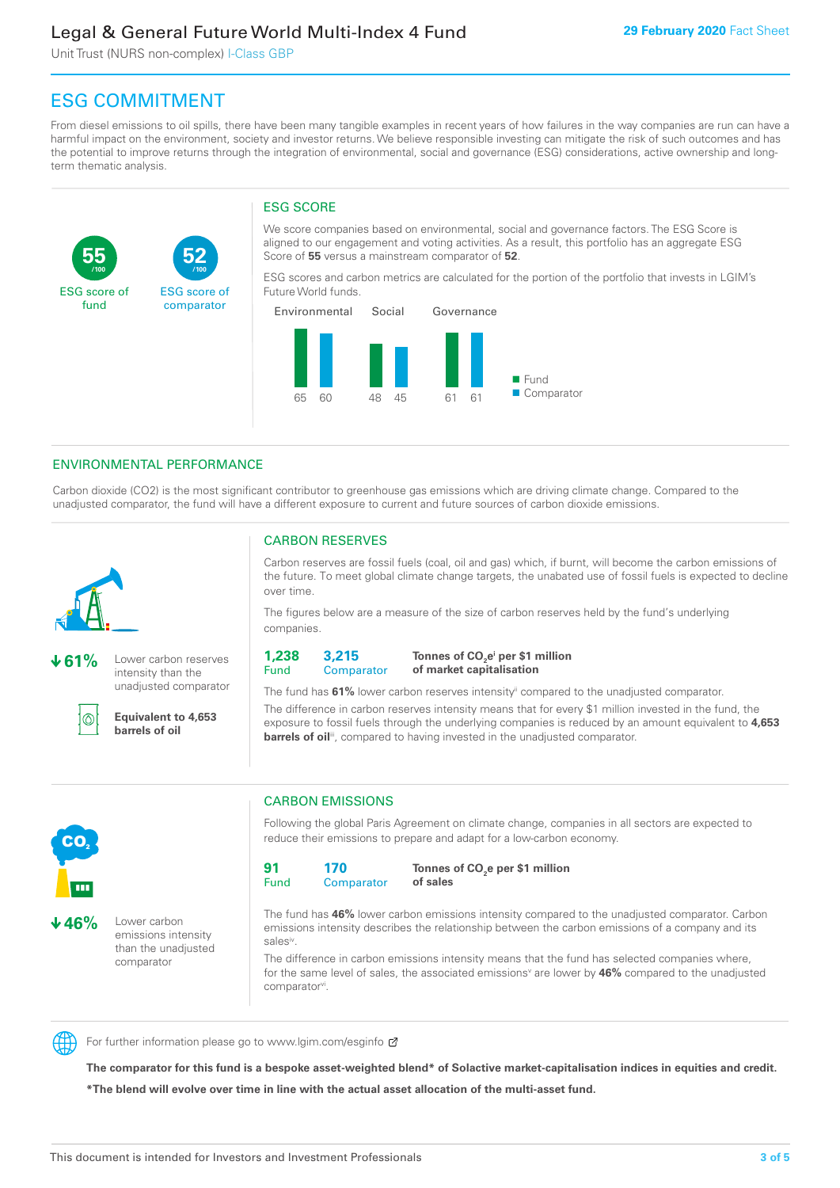# Legal & General Future World Multi-Index 4 Fund

Unit Trust (NURS non-complex) I-Class GBP

**29 February 2020** Fact Sheet

## ESG COMMITMENT

From diesel emissions to oil spills, there have been many tangible examples in recent years of how failures in the way companies are run can have a harmful impact on the environment, society and investor returns. We believe responsible investing can mitigate the risk of such outcomes and has the potential to improve returns through the integration of environmental, social and governance (ESG) considerations, active ownership and long-term thematic analysis.

**55** /100 ESG score of fund

**52** /100 ESG score of comparator

### ESG SCORE

We score companies based on environmental, social and governance factors. The ESG Score is aligned to our engagement and voting activities. As a result, this portfolio has an aggregate ESG Score of **55** versus a mainstream comparator of **52**.

ESG scores and carbon metrics are calculated for the portion of the portfolio that invests in LGIM's Future World funds.

| | Environmental | Social | Governance |
|---|---|---|---|
| Fund | 65 | 48 | 61 |
| Comparator | 60 | 45 | 61 |

## ENVIRONMENTAL PERFORMANCE

Carbon dioxide (CO2) is the most significant contributor to greenhouse gas emissions which are driving climate change. Compared to the unadjusted comparator, the fund will have a different exposure to current and future sources of carbon dioxide emissions.

**↓61%** Lower carbon reserves intensity than the unadjusted comparator

**Equivalent to 4,653 barrels of oil**

### CARBON RESERVES

Carbon reserves are fossil fuels (coal, oil and gas) which, if burnt, will become the carbon emissions of the future. To meet global climate change targets, the unabated use of fossil fuels is expected to decline over time.

The figures below are a measure of the size of carbon reserves held by the fund's underlying companies.

| Fund | Comparator | |
|---|---|---|
| 1,238 | 3,215 | **Tonnes of $CO_2e$[i] per $1 million of market capitalisation** |

The fund has **61%** lower carbon reserves intensity[ii] compared to the unadjusted comparator.

The difference in carbon reserves intensity means that for every $1 million invested in the fund, the exposure to fossil fuels through the underlying companies is reduced by an amount equivalent to **4,653 barrels of oil**[iii], compared to having invested in the unadjusted comparator.

**↓46%** Lower carbon emissions intensity than the unadjusted comparator

### CARBON EMISSIONS

Following the global Paris Agreement on climate change, companies in all sectors are expected to reduce their emissions to prepare and adapt for a low-carbon economy.

| Fund | Comparator | |
|---|---|---|
| 91 | 170 | **Tonnes of $CO_2e$ per $1 million of sales** |

The fund has **46%** lower carbon emissions intensity compared to the unadjusted comparator. Carbon emissions intensity describes the relationship between the carbon emissions of a company and its sales[iv].

The difference in carbon emissions intensity means that the fund has selected companies where, for the same level of sales, the associated emissions[v] are lower by **46%** compared to the unadjusted comparator[vi].

For further information please go to www.lgim.com/esginfo

**The comparator for this fund is a bespoke asset-weighted blend* of Solactive market-capitalisation indices in equities and credit.**

***The blend will evolve over time in line with the actual asset allocation of the multi-asset fund.**

This document is intended for Investors and Investment Professionals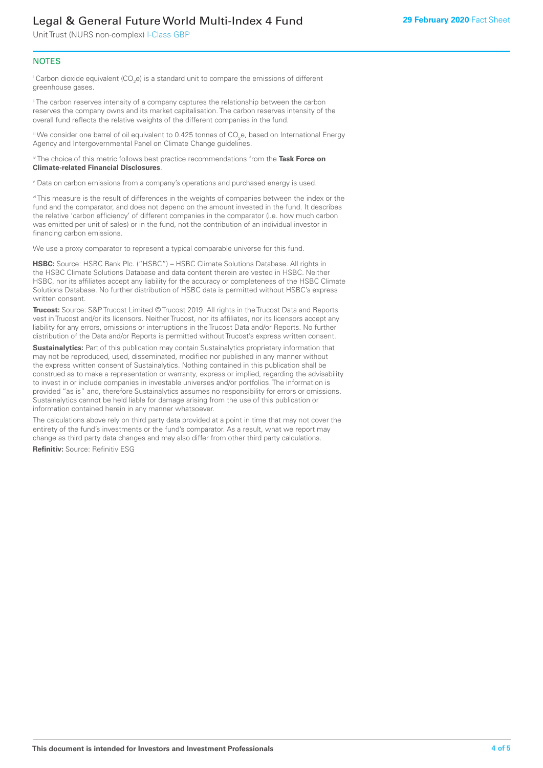## NOTES

[i] Carbon dioxide equivalent ($CO_2e$) is a standard unit to compare the emissions of different greenhouse gases.

[ii] The carbon reserves intensity of a company captures the relationship between the carbon reserves the company owns and its market capitalisation. The carbon reserves intensity of the overall fund reflects the relative weights of the different companies in the fund.

[iii] We consider one barrel of oil equivalent to 0.425 tonnes of $CO_2e$, based on International Energy Agency and Intergovernmental Panel on Climate Change guidelines.

[iv] The choice of this metric follows best practice recommendations from the **Task Force on Climate-related Financial Disclosures**.

[v] Data on carbon emissions from a company's operations and purchased energy is used.

[vi] This measure is the result of differences in the weights of companies between the index or the fund and the comparator, and does not depend on the amount invested in the fund. It describes the relative 'carbon efficiency' of different companies in the comparator (i.e. how much carbon was emitted per unit of sales) or in the fund, not the contribution of an individual investor in financing carbon emissions.

We use a proxy comparator to represent a typical comparable universe for this fund.

**HSBC:** Source: HSBC Bank Plc. ("HSBC") – HSBC Climate Solutions Database. All rights in the HSBC Climate Solutions Database and data content therein are vested in HSBC. Neither HSBC, nor its affiliates accept any liability for the accuracy or completeness of the HSBC Climate Solutions Database. No further distribution of HSBC data is permitted without HSBC's express written consent.

**Trucost:** Source: S&P Trucost Limited © Trucost 2019. All rights in the Trucost Data and Reports vest in Trucost and/or its licensors. Neither Trucost, nor its affiliates, nor its licensors accept any liability for any errors, omissions or interruptions in the Trucost Data and/or Reports. No further distribution of the Data and/or Reports is permitted without Trucost's express written consent.

**Sustainalytics:** Part of this publication may contain Sustainalytics proprietary information that may not be reproduced, used, disseminated, modified nor published in any manner without the express written consent of Sustainalytics. Nothing contained in this publication shall be construed as to make a representation or warranty, express or implied, regarding the advisability to invest in or include companies in investable universes and/or portfolios. The information is provided "as is" and, therefore Sustainalytics assumes no responsibility for errors or omissions. Sustainalytics cannot be held liable for damage arising from the use of this publication or information contained herein in any manner whatsoever.

The calculations above rely on third party data provided at a point in time that may not cover the entirety of the fund's investments or the fund's comparator. As a result, what we report may change as third party data changes and may also differ from other third party calculations.

**Refinitiv:** Source: Refinitiv ESG

**This document is intended for Investors and Investment Professionals**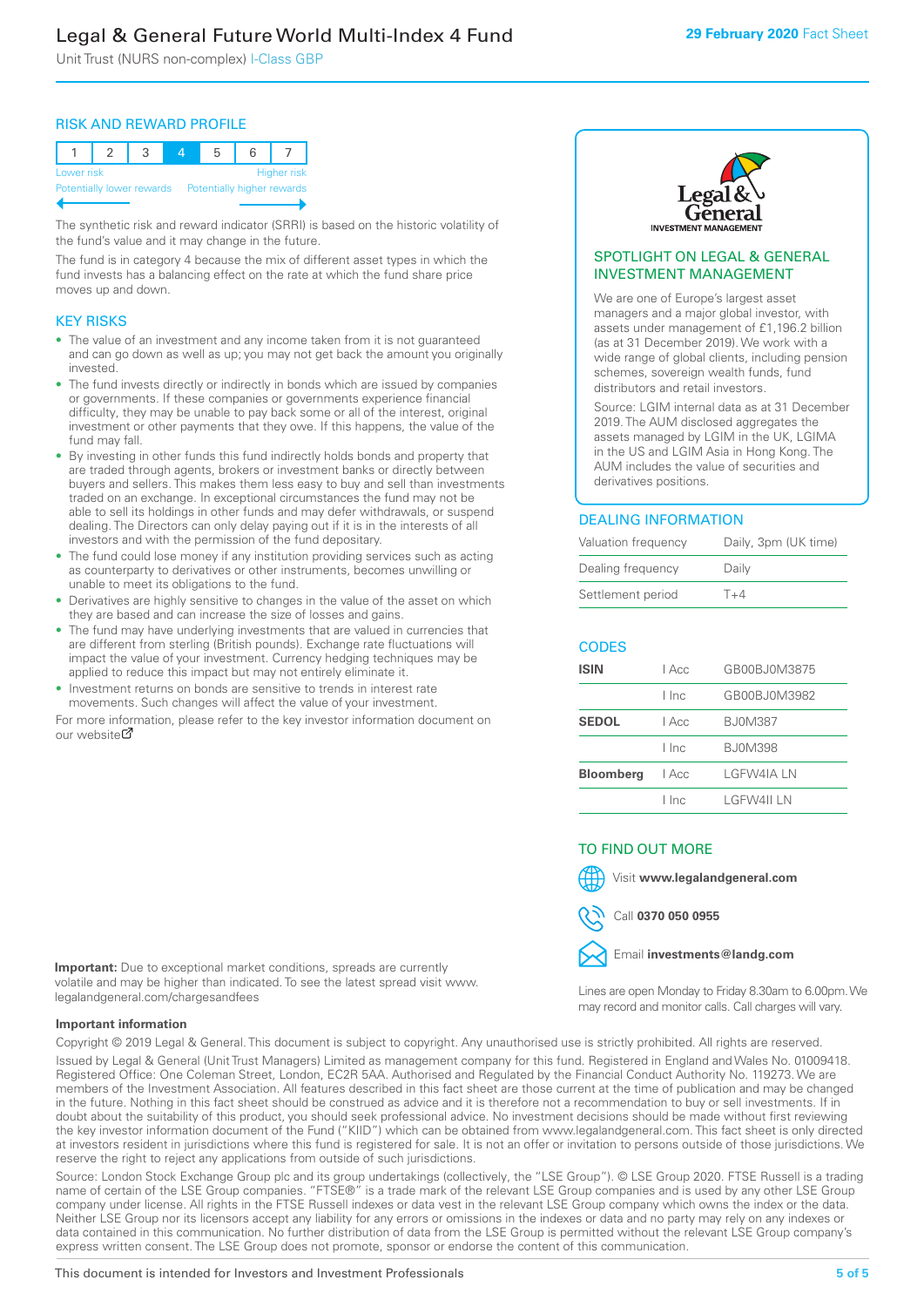# Legal & General Future World Multi-Index 4 Fund

Unit Trust (NURS non-complex) I-Class GBP

29 February 2020 Fact Sheet

## RISK AND REWARD PROFILE

| 1 | 2 | 3 | 4 | 5 | 6 | 7 |
|---|---|---|---|---|---|---|

Lower risk — Higher risk

Potentially lower rewards — Potentially higher rewards

The synthetic risk and reward indicator (SRRI) is based on the historic volatility of the fund's value and it may change in the future.

The fund is in category 4 because the mix of different asset types in which the fund invests has a balancing effect on the rate at which the fund share price moves up and down.

## KEY RISKS

- The value of an investment and any income taken from it is not guaranteed and can go down as well as up; you may not get back the amount you originally invested.
- The fund invests directly or indirectly in bonds which are issued by companies or governments. If these companies or governments experience financial difficulty, they may be unable to pay back some or all of the interest, original investment or other payments that they owe. If this happens, the value of the fund may fall.
- By investing in other funds this fund indirectly holds bonds and property that are traded through agents, brokers or investment banks or directly between buyers and sellers. This makes them less easy to buy and sell than investments traded on an exchange. In exceptional circumstances the fund may not be able to sell its holdings in other funds and may defer withdrawals, or suspend dealing. The Directors can only delay paying out if it is in the interests of all investors and with the permission of the fund depositary.
- The fund could lose money if any institution providing services such as acting as counterparty to derivatives or other instruments, becomes unwilling or unable to meet its obligations to the fund.
- Derivatives are highly sensitive to changes in the value of the asset on which they are based and can increase the size of losses and gains.
- The fund may have underlying investments that are valued in currencies that are different from sterling (British pounds). Exchange rate fluctuations will impact the value of your investment. Currency hedging techniques may be applied to reduce this impact but may not entirely eliminate it.
- Investment returns on bonds are sensitive to trends in interest rate movements. Such changes will affect the value of your investment.

For more information, please refer to the key investor information document on our website

**Important:** Due to exceptional market conditions, spreads are currently volatile and may be higher than indicated. To see the latest spread visit www.legalandgeneral.com/chargesandfees

## SPOTLIGHT ON LEGAL & GENERAL INVESTMENT MANAGEMENT

We are one of Europe's largest asset managers and a major global investor, with assets under management of £1,196.2 billion (as at 31 December 2019). We work with a wide range of global clients, including pension schemes, sovereign wealth funds, fund distributors and retail investors.

Source: LGIM internal data as at 31 December 2019. The AUM disclosed aggregates the assets managed by LGIM in the UK, LGIMA in the US and LGIM Asia in Hong Kong. The AUM includes the value of securities and derivatives positions.

## DEALING INFORMATION

| | |
|---|---|
| Valuation frequency | Daily, 3pm (UK time) |
| Dealing frequency | Daily |
| Settlement period | T+4 |

## CODES

| | | |
|---|---|---|
| **ISIN** | I Acc | GB00BJ0M3875 |
| | I Inc | GB00BJ0M3982 |
| **SEDOL** | I Acc | BJ0M387 |
| | I Inc | BJ0M398 |
| **Bloomberg** | I Acc | LGFW4IA LN |
| | I Inc | LGFW4II LN |

## TO FIND OUT MORE

Visit **www.legalandgeneral.com**

Call **0370 050 0955**

Email **investments@landg.com**

Lines are open Monday to Friday 8.30am to 6.00pm. We may record and monitor calls. Call charges will vary.

### Important information

Copyright © 2019 Legal & General. This document is subject to copyright. Any unauthorised use is strictly prohibited. All rights are reserved.

Issued by Legal & General (Unit Trust Managers) Limited as management company for this fund. Registered in England and Wales No. 01009418. Registered Office: One Coleman Street, London, EC2R 5AA. Authorised and Regulated by the Financial Conduct Authority No. 119273. We are members of the Investment Association. All features described in this fact sheet are those current at the time of publication and may be changed in the future. Nothing in this fact sheet should be construed as advice and it is therefore not a recommendation to buy or sell investments. If in doubt about the suitability of this product, you should seek professional advice. No investment decisions should be made without first reviewing the key investor information document of the Fund ("KIID") which can be obtained from www.legalandgeneral.com. This fact sheet is only directed at investors resident in jurisdictions where this fund is registered for sale. It is not an offer or invitation to persons outside of those jurisdictions. We reserve the right to reject any applications from outside of such jurisdictions.

Source: London Stock Exchange Group plc and its group undertakings (collectively, the "LSE Group"). © LSE Group 2020. FTSE Russell is a trading name of certain of the LSE Group companies. "FTSE®" is a trade mark of the relevant LSE Group companies and is used by any other LSE Group company under license. All rights in the FTSE Russell indexes or data vest in the relevant LSE Group company which owns the index or the data. Neither LSE Group nor its licensors accept any liability for any errors or omissions in the indexes or data and no party may rely on any indexes or data contained in this communication. No further distribution of data from the LSE Group is permitted without the relevant LSE Group company's express written consent. The LSE Group does not promote, sponsor or endorse the content of this communication.

This document is intended for Investors and Investment Professionals